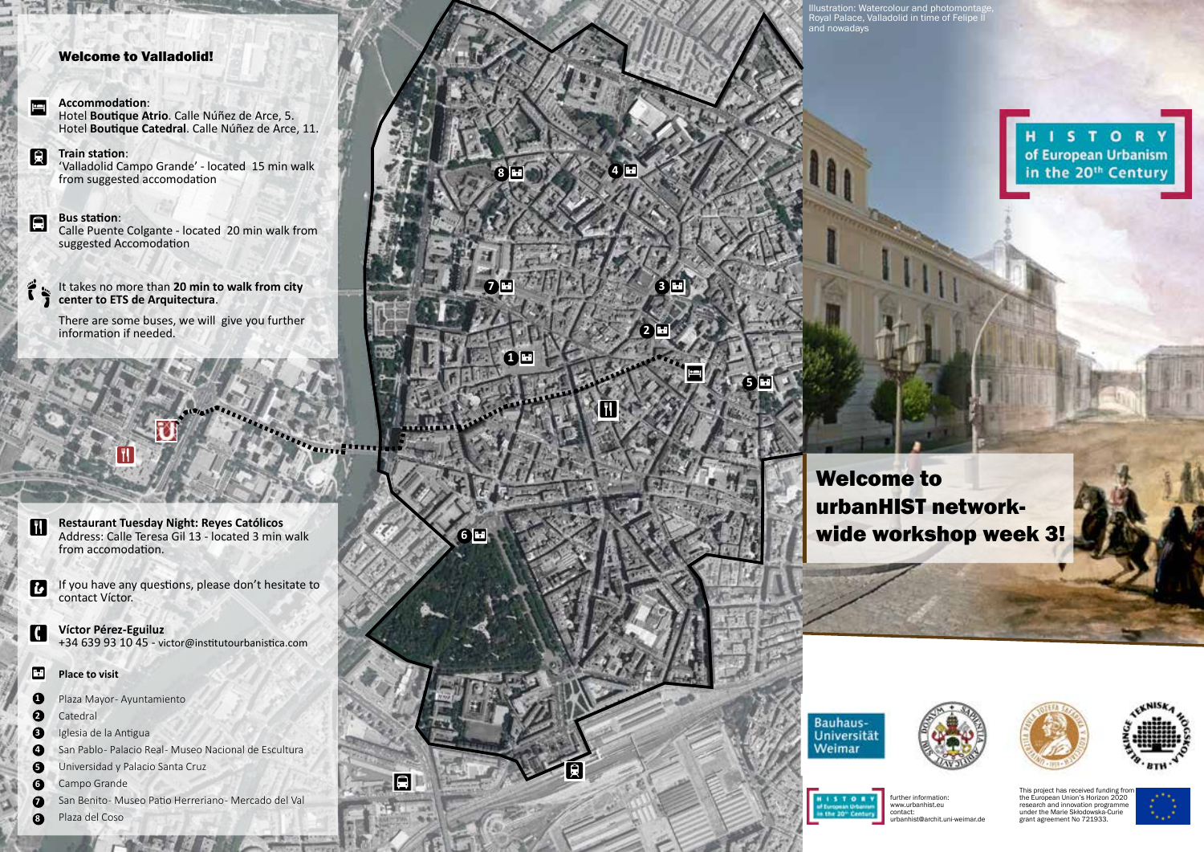## Welcome to Valladolid!

**Accommodation**:
Hotel **Boutique Atrio**. Calle Núñez de Arce, 5.
Hotel **Boutique Catedral**. Calle Núñez de Arce, 11.

**Train station**:
'Valladolid Campo Grande' - located 15 min walk from suggested accomodation

**Bus station**:
Calle Puente Colgante - located 20 min walk from suggested Accomodation

It takes no more than **20 min to walk from city center to ETS de Arquitectura**.

There are some buses, we will give you further information if needed.

**Restaurant Tuesday Night: Reyes Católicos**
Address: Calle Teresa Gil 13 - located 3 min walk from accomodation.

If you have any questions, please don't hesitate to contact Víctor.

**Víctor Pérez-Eguiluz**
+34 639 93 10 45 - victor@institutourbanistica.com

**Place to visit**

1. Plaza Mayor- Ayuntamiento
2. Catedral
3. Iglesia de la Antigua
4. San Pablo- Palacio Real- Museo Nacional de Escultura
5. Universidad y Palacio Santa Cruz
6. Campo Grande
7. San Benito- Museo Patio Herreriano- Mercado del Val
8. Plaza del Coso

Illustration: Watercolour and photomontage, Royal Palace, Valladolid in time of Felipe II and nowadays

HISTORY of European Urbanism in the 20th Century

# Welcome to urbanHIST network-wide workshop week 3!

Bauhaus-Universität Weimar

further information:
www.urbanhist.eu
contact:
urbanhist@archit.uni-weimar.de

This project has received funding from the European Union's Horizon 2020 research and innovation programme under the Marie Sklodowska-Curie grant agreement No 721933.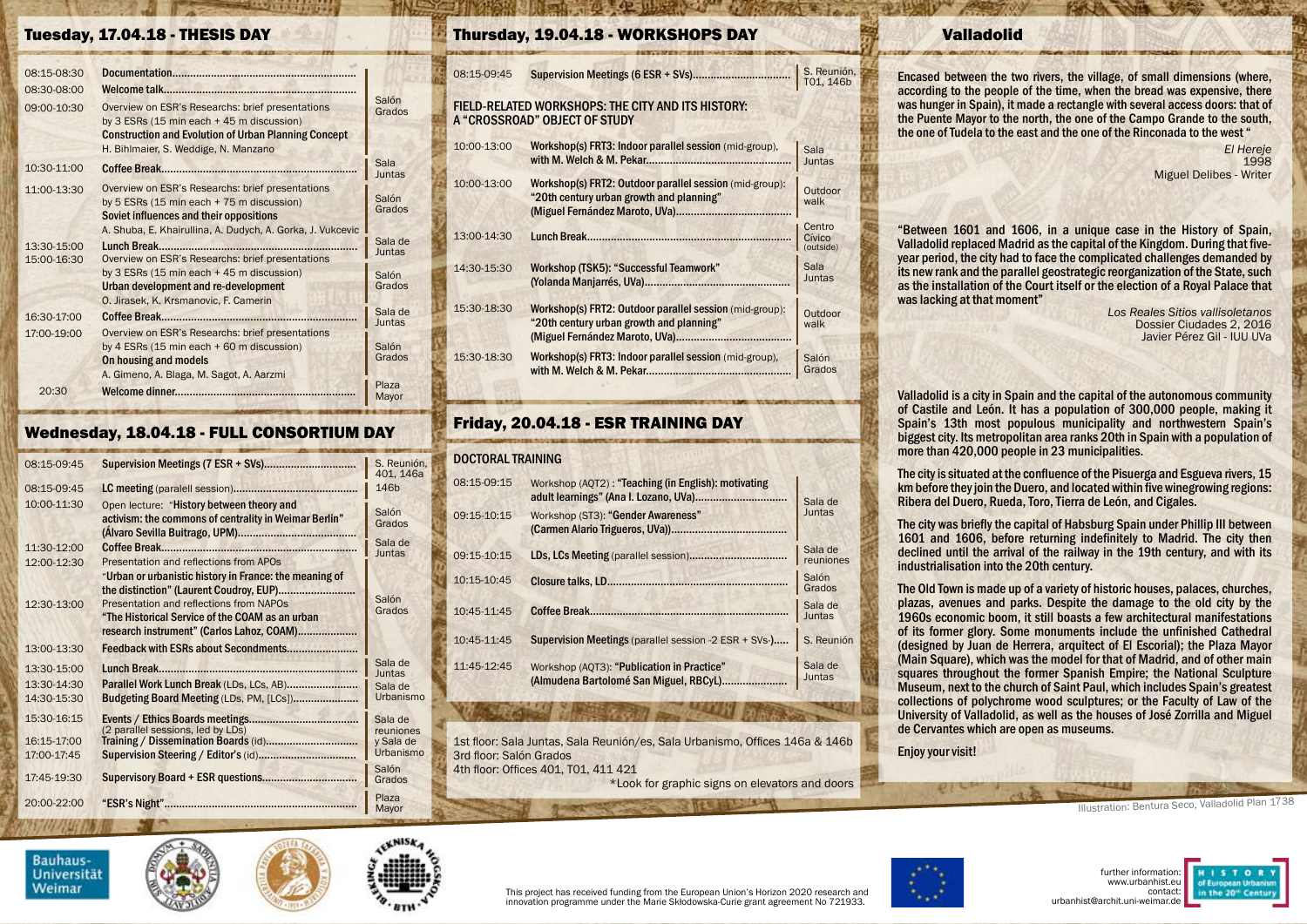## Tuesday, 17.04.18 - THESIS DAY

| | | |
|---|---|---|
| 08:15-08:30 | Documentation | Salón Grados |
| 08:30-08:00 | Welcome talk | |
| 09:00-10:30 | Overview on ESR's Researches: brief presentations by 3 ESRs (15 min each + 45 m discussion) **Construction and Evolution of Urban Planning Concept** H. Bihlmaier, S. Weddige, N. Manzano | |
| 10:30-11:00 | Coffee Break | Sala Juntas |
| 11:00-13:30 | Overview on ESR's Researches: brief presentations by 5 ESRs (15 min each + 75 m discussion) **Soviet influences and their oppositions** A. Shuba, E. Khairullina, A. Dudych, A. Gorka, J. Vukcevic | Salón Grados |
| 13:30-15:00 | Lunch Break | Sala de Juntas |
| 15:00-16:30 | Overview on ESR's Researches: brief presentations by 3 ESRs (15 min each + 45 m discussion) **Urban development and re-development** O. Jirasek, K. Krsmanovic, F. Camerin | Salón Grados |
| 16:30-17:00 | Coffee Break | Sala de Juntas |
| 17:00-19:00 | Overview on ESR's Researches: brief presentations by 4 ESRs (15 min each + 60 m discussion) **On housing and models** A. Gimeno, A. Blaga, M. Sagot, A. Aarzmi | Salón Grados |
| 20:30 | Welcome dinner | Plaza Mayor |

## Wednesday, 18.04.18 - FULL CONSORTIUM DAY

| | | |
|---|---|---|
| 08:15-09:45 | Supervision Meetings (7 ESR + SVs) | S. Reunión, 401, 146a |
| 08:15-09:45 | LC meeting (paralell session) | 146b |
| 10:00-11:30 | Open lecture: "History between theory and activism: the commons of centrality in Weimar Berlin" (Álvaro Sevilla Buitrago, UPM) | Salón Grados |
| 11:30-12:00 | Coffee Break | Sala de Juntas |
| 12:00-12:30 | Presentation and reflections from APOs "Urban or urbanistic history in France: the meaning of the distinction" (Laurent Coudroy, EUP) | Salón Grados |
| 12:30-13:00 | Presentation and reflections from NAPOs "The Historical Service of the COAM as an urban research instrument" (Carlos Lahoz, COAM) | |
| 13:00-13:30 | Feedback with ESRs about Secondments | |
| 13:30-15:00 | Lunch Break | Sala de Juntas |
| 13:30-14:30 | Parallel Work Lunch Break (LCs, LCs, AB) | Sala de Urbanismo |
| 14:30-15:30 | Budgeting Board Meeting (LDs, PM, [LCs]) | |
| 15:30-16:15 | Events / Ethics Boards meetings (2 parallel sessions, led by LDs) | Sala de reuniones y Sala de Urbanismo |
| 16:15-17:00 | Training / Dissemination Boards (id) | |
| 17:00-17:45 | Supervision Steering / Editor's (id) | |
| 17:45-19:30 | Supervisory Board + ESR questions | Salón Grados |
| 20:00-22:00 | "ESR's Night" | Plaza Mayor |

## Thursday, 19.04.18 - WORKSHOPS DAY

| | | |
|---|---|---|
| 08:15-09:45 | Supervision Meetings (6 ESR + SVs) | S. Reunión, T01, 146b |

**FIELD-RELATED WORKSHOPS: THE CITY AND ITS HISTORY: A "CROSSROAD" OBJECT OF STUDY**

| | | |
|---|---|---|
| 10:00-13:00 | Workshop(s) FRT3: Indoor parallel session (mid-group), with M. Welch & M. Pekar | Sala Juntas |
| 10:00-13:00 | Workshop(s) FRT2: Outdoor parallel session (mid-group): "20th century urban growth and planning" (Miguel Fernández Maroto, UVa) | Outdoor walk |
| 13:00-14:30 | Lunch Break | Centro Cívico (outside) |
| 14:30-15:30 | Workshop (TSK5): "Successful Teamwork" (Yolanda Manjarrés, UVa) | Sala Juntas |
| 15:30-18:30 | Workshop(s) FRT2: Outdoor parallel session (mid-group): "20th century urban growth and planning" (Miguel Fernández Maroto, UVa) | Outdoor walk |
| 15:30-18:30 | Workshop(s) FRT3: Indoor parallel session (mid-group), with M. Welch & M. Pekar | Salón Grados |

## Friday, 20.04.18 - ESR TRAINING DAY

**DOCTORAL TRAINING**

| | | |
|---|---|---|
| 08:15-09:15 | Workshop (AQT2) : "Teaching (in English): motivating adult learnings" (Ana I. Lozano, UVa) | Sala de Juntas |
| 09:15-10:15 | Workshop (ST3): "Gender Awareness" (Carmen Alario Trigueros, UVa)) | |
| 09:15-10:15 | LDs, LCs Meeting (parallel session) | Sala de reuniones |
| 10:15-10:45 | Closure talks, LD | Salón Grados |
| 10:45-11:45 | Coffee Break | Sala de Juntas |
| 10:45-11:45 | Supervision Meetings (parallel session -2 ESR + SVs-) | S. Reunión |
| 11:45-12:45 | Workshop (AQT3): "Publication in Practice" (Almudena Bartolomé San Miguel, RBCyL) | Sala de Juntas |

1st floor: Sala Juntas, Sala Reunión/es, Sala Urbanismo, Offices 146a & 146b
3rd floor: Salón Grados
4th floor: Offices 401, T01, 411 421
*Look for graphic signs on elevators and doors

## Valladolid

Encased between the two rivers, the village, of small dimensions (where, according to the people of the time, when the bread was expensive, there was hunger in Spain), it made a rectangle with several access doors: that of the Puente Mayor to the north, the one of the Campo Grande to the south, the one of Tudela to the east and the one of the Rinconada to the west "

*El Hereje*
1998
Miguel Delibes - Writer

"Between 1601 and 1606, in a unique case in the History of Spain, Valladolid replaced Madrid as the capital of the Kingdom. During that five-year period, the city had to face the complicated challenges demanded by its new rank and the parallel geostrategic reorganization of the State, such as the installation of the Court itself or the election of a Royal Palace that was lacking at that moment"

*Los Reales Sitios vallisoletanos*
Dossier Ciudades 2, 2016
Javier Pérez Gil - IUU UVa

Valladolid is a city in Spain and the capital of the autonomous community of Castile and León. It has a population of 300,000 people, making it Spain's 13th most populous municipality and northwestern Spain's biggest city. Its metropolitan area ranks 20th in Spain with a population of more than 420,000 people in 23 municipalities.

The city is situated at the confluence of the Pisuerga and Esgueva rivers, 15 km before they join the Duero, and located within five winegrowing regions: Ribera del Duero, Rueda, Toro, Tierra de León, and Cigales.

The city was briefly the capital of Habsburg Spain under Phillip III between 1601 and 1606, before returning indefinitely to Madrid. The city then declined until the arrival of the railway in the 19th century, and with its industrialisation into the 20th century.

The Old Town is made up of a variety of historic houses, palaces, churches, plazas, avenues and parks. Despite the damage to the old city by the 1960s economic boom, it still boasts a few architectural manifestations of its former glory. Some monuments include the unfinished Cathedral (designed by Juan de Herrera, arquitect of El Escorial); the Plaza Mayor (Main Square), which was the model for that of Madrid, and of other main squares throughout the former Spanish Empire; the National Sculpture Museum, next to the church of Saint Paul, which includes Spain's greatest collections of polychrome wood sculptures; or the Faculty of Law of the University of Valladolid, as well as the houses of José Zorrilla and Miguel de Cervantes which are open as museums.

Enjoy your visit!

Illustration: Bentura Seco, Valladolid Plan 1738

This project has received funding from the European Union's Horizon 2020 research and innovation programme under the Marie Skłodowska-Curie grant agreement No 721933.

further information:
www.urbanhist.eu
contact:
urbanhist@archit.uni-weimar.de